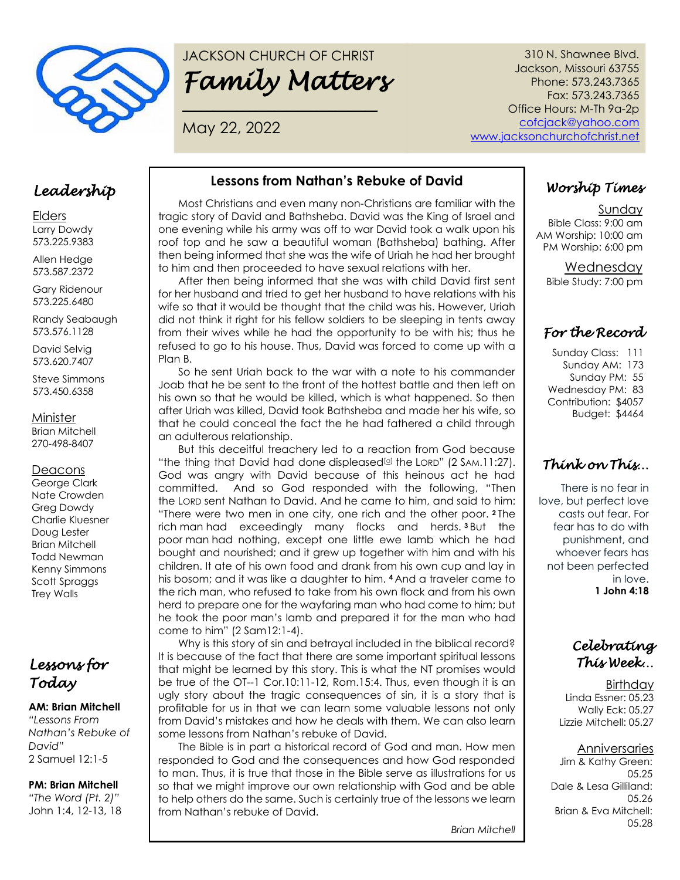# JACKSON CHURCH OF CHRIST

# *Family Matters*

May 22, 2022

310 N. Shawnee Blvd.
Jackson, Missouri 63755
Phone: 573.243.7365
Fax: 573.243.7365
Office Hours: M-Th 9a-2p
cofcjack@yahoo.com
www.jacksonchurchofchrist.net

## *Leadership*

Elders
Larry Dowdy
573.225.9383

Allen Hedge
573.587.2372

Gary Ridenour
573.225.6480

Randy Seabaugh
573.576.1128

David Selvig
573.620.7407

Steve Simmons
573.450.6358

Minister
Brian Mitchell
270-498-8407

Deacons
George Clark
Nate Crowden
Greg Dowdy
Charlie Kluesner
Doug Lester
Brian Mitchell
Todd Newman
Kenny Simmons
Scott Spraggs
Trey Walls

## *Lessons for Today*

**AM: Brian Mitchell**
*"Lessons From Nathan's Rebuke of David"*
2 Samuel 12:1-5

**PM: Brian Mitchell**
*"The Word (Pt. 2)"*
John 1:4, 12-13, 18

## Lessons from Nathan's Rebuke of David

Most Christians and even many non-Christians are familiar with the tragic story of David and Bathsheba. David was the King of Israel and one evening while his army was off to war David took a walk upon his roof top and he saw a beautiful woman (Bathsheba) bathing. After then being informed that she was the wife of Uriah he had her brought to him and then proceeded to have sexual relations with her.

After then being informed that she was with child David first sent for her husband and tried to get her husband to have relations with his wife so that it would be thought that the child was his. However, Uriah did not think it right for his fellow soldiers to be sleeping in tents away from their wives while he had the opportunity to be with his; thus he refused to go to his house. Thus, David was forced to come up with a Plan B.

So he sent Uriah back to the war with a note to his commander Joab that he be sent to the front of the hottest battle and then left on his own so that he would be killed, which is what happened. So then after Uriah was killed, David took Bathsheba and made her his wife, so that he could conceal the fact the he had fathered a child through an adulterous relationship.

But this deceitful treachery led to a reaction from God because "the thing that David had done displeased[a] the LORD" (2 SAM.11:27). God was angry with David because of this heinous act he had committed. And so God responded with the following, "Then the LORD sent Nathan to David. And he came to him, and said to him: "There were two men in one city, one rich and the other poor. **2** The rich man had exceedingly many flocks and herds. **3** But the poor man had nothing, except one little ewe lamb which he had bought and nourished; and it grew up together with him and with his children. It ate of his own food and drank from his own cup and lay in his bosom; and it was like a daughter to him. **4** And a traveler came to the rich man, who refused to take from his own flock and from his own herd to prepare one for the wayfaring man who had come to him; but he took the poor man's lamb and prepared it for the man who had come to him" (2 Sam12:1-4).

Why is this story of sin and betrayal included in the biblical record? It is because of the fact that there are some important spiritual lessons that might be learned by this story. This is what the NT promises would be true of the OT--1 Cor.10:11-12, Rom.15:4. Thus, even though it is an ugly story about the tragic consequences of sin, it is a story that is profitable for us in that we can learn some valuable lessons not only from David's mistakes and how he deals with them. We can also learn some lessons from Nathan's rebuke of David.

The Bible is in part a historical record of God and man. How men responded to God and the consequences and how God responded to man. Thus, it is true that those in the Bible serve as illustrations for us so that we might improve our own relationship with God and be able to help others do the same. Such is certainly true of the lessons we learn from Nathan's rebuke of David.

*Brian Mitchell*

## *Worship Times*

Sunday
Bible Class: 9:00 am
AM Worship: 10:00 am
PM Worship: 6:00 pm

Wednesday
Bible Study: 7:00 pm

## *For the Record*

Sunday Class: 111
Sunday AM: 173
Sunday PM: 55
Wednesday PM: 83
Contribution: $4057
Budget: $4464

## *Think on This…*

There is no fear in love, but perfect love casts out fear. For fear has to do with punishment, and whoever fears has not been perfected in love.
**1 John 4:18**

## *Celebrating This Week…*

Birthday
Linda Essner: 05.23
Wally Eck: 05.27
Lizzie Mitchell: 05.27

Anniversaries
Jim & Kathy Green: 05.25
Dale & Lesa Gilliland: 05.26
Brian & Eva Mitchell: 05.28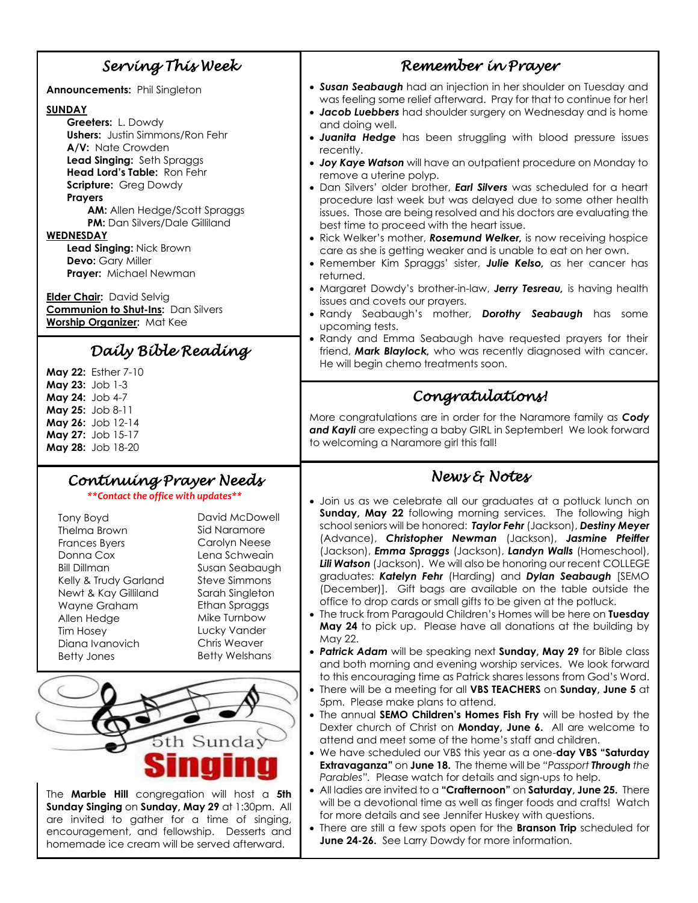## Serving This Week

**Announcements:** Phil Singleton

**SUNDAY**

**Greeters:** L. Dowdy
**Ushers:** Justin Simmons/Ron Fehr
**A/V:** Nate Crowden
**Lead Singing:** Seth Spraggs
**Head Lord's Table:** Ron Fehr
**Scripture:** Greg Dowdy
**Prayers**
**AM:** Allen Hedge/Scott Spraggs
**PM:** Dan Silvers/Dale Gilliland

**WEDNESDAY**

**Lead Singing:** Nick Brown
**Devo:** Gary Miller
**Prayer:** Michael Newman

**Elder Chair:** David Selvig
**Communion to Shut-Ins:** Dan Silvers
**Worship Organizer:** Mat Kee

## Daily Bible Reading

**May 22:** Esther 7-10
**May 23:** Job 1-3
**May 24:** Job 4-7
**May 25:** Job 8-11
**May 26:** Job 12-14
**May 27:** Job 15-17
**May 28:** Job 18-20

## Continuing Prayer Needs

***Contact the office with updates***

Tony Boyd
Thelma Brown
Frances Byers
Donna Cox
Bill Dillman
Kelly & Trudy Garland
Newt & Kay Gilliland
Wayne Graham
Allen Hedge
Tim Hosey
Diana Ivanovich
Betty Jones
David McDowell
Sid Naramore
Carolyn Neese
Lena Schweain
Susan Seabaugh
Steve Simmons
Sarah Singleton
Ethan Spraggs
Mike Turnbow
Lucky Vander
Chris Weaver
Betty Welshans

5th Sunday Singing

The **Marble Hill** congregation will host a **5th Sunday Singing** on **Sunday, May 29** at 1:30pm. All are invited to gather for a time of singing, encouragement, and fellowship. Desserts and homemade ice cream will be served afterward.

## Remember in Prayer

- ***Susan Seabaugh*** had an injection in her shoulder on Tuesday and was feeling some relief afterward. Pray for that to continue for her!
- ***Jacob Luebbers*** had shoulder surgery on Wednesday and is home and doing well.
- ***Juanita Hedge*** has been struggling with blood pressure issues recently.
- ***Joy Kaye Watson*** will have an outpatient procedure on Monday to remove a uterine polyp.
- Dan Silvers' older brother, ***Earl Silvers*** was scheduled for a heart procedure last week but was delayed due to some other health issues. Those are being resolved and his doctors are evaluating the best time to proceed with the heart issue.
- Rick Welker's mother, ***Rosemund Welker,*** is now receiving hospice care as she is getting weaker and is unable to eat on her own.
- Remember Kim Spraggs' sister, ***Julie Kelso,*** as her cancer has returned.
- Margaret Dowdy's brother-in-law, ***Jerry Tesreau,*** is having health issues and covets our prayers.
- Randy Seabaugh's mother, ***Dorothy Seabaugh*** has some upcoming tests.
- Randy and Emma Seabaugh have requested prayers for their friend, ***Mark Blaylock,*** who was recently diagnosed with cancer. He will begin chemo treatments soon.

## Congratulations!

More congratulations are in order for the Naramore family as ***Cody and Kayli*** are expecting a baby GIRL in September! We look forward to welcoming a Naramore girl this fall!

## News & Notes

- Join us as we celebrate all our graduates at a potluck lunch on **Sunday, May 22** following morning services. The following high school seniors will be honored: ***Taylor Fehr*** (Jackson), ***Destiny Meyer*** (Advance), ***Christopher Newman*** (Jackson), ***Jasmine Pfeiffer*** (Jackson), ***Emma Spraggs*** (Jackson), ***Landyn Walls*** (Homeschool), ***Lili Watson*** (Jackson). We will also be honoring our recent COLLEGE graduates: ***Katelyn Fehr*** (Harding) and ***Dylan Seabaugh*** [SEMO (December)]. Gift bags are available on the table outside the office to drop cards or small gifts to be given at the potluck.
- The truck from Paragould Children's Homes will be here on **Tuesday May 24** to pick up. Please have all donations at the building by May 22.
- ***Patrick Adam*** will be speaking next **Sunday, May 29** for Bible class and both morning and evening worship services. We look forward to this encouraging time as Patrick shares lessons from God's Word.
- There will be a meeting for all **VBS TEACHERS** on **Sunday, June 5** at 5pm. Please make plans to attend.
- The annual **SEMO Children's Homes Fish Fry** will be hosted by the Dexter church of Christ on **Monday, June 6.** All are welcome to attend and meet some of the home's staff and children.
- We have scheduled our VBS this year as a one-**day VBS "Saturday Extravaganza"** on **June 18.** The theme will be *"Passport **Through** the Parables"*. Please watch for details and sign-ups to help.
- All ladies are invited to a **"Crafternoon"** on **Saturday, June 25.** There will be a devotional time as well as finger foods and crafts! Watch for more details and see Jennifer Huskey with questions.
- There are still a few spots open for the **Branson Trip** scheduled for **June 24-26.** See Larry Dowdy for more information.